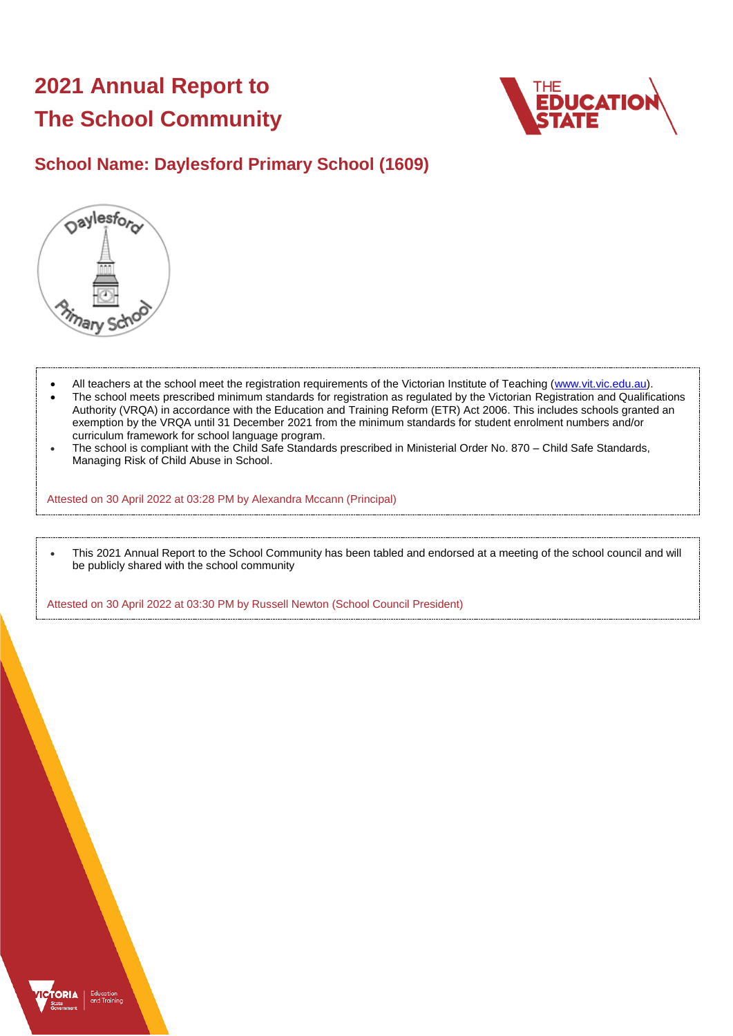# 2021 Annual Report to The School Community

## School Name: Daylesford Primary School (1609)

- All teachers at the school meet the registration requirements of the Victorian Institute of Teaching (www.vit.vic.edu.au).
- The school meets prescribed minimum standards for registration as regulated by the Victorian Registration and Qualifications Authority (VRQA) in accordance with the Education and Training Reform (ETR) Act 2006. This includes schools granted an exemption by the VRQA until 31 December 2021 from the minimum standards for student enrolment numbers and/or curriculum framework for school language program.
- The school is compliant with the Child Safe Standards prescribed in Ministerial Order No. 870 – Child Safe Standards, Managing Risk of Child Abuse in School.

Attested on 30 April 2022 at 03:28 PM by Alexandra Mccann (Principal)

- This 2021 Annual Report to the School Community has been tabled and endorsed at a meeting of the school council and will be publicly shared with the school community

Attested on 30 April 2022 at 03:30 PM by Russell Newton (School Council President)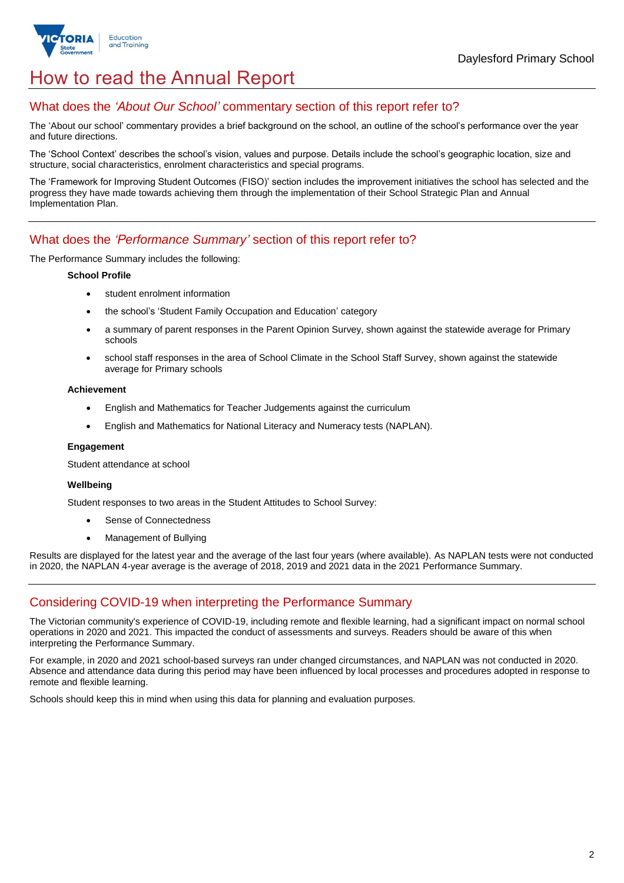# How to read the Annual Report

## What does the *'About Our School'* commentary section of this report refer to?

The 'About our school' commentary provides a brief background on the school, an outline of the school's performance over the year and future directions.

The 'School Context' describes the school's vision, values and purpose. Details include the school's geographic location, size and structure, social characteristics, enrolment characteristics and special programs.

The 'Framework for Improving Student Outcomes (FISO)' section includes the improvement initiatives the school has selected and the progress they have made towards achieving them through the implementation of their School Strategic Plan and Annual Implementation Plan.

## What does the *'Performance Summary'* section of this report refer to?

The Performance Summary includes the following:

**School Profile**

- student enrolment information
- the school's 'Student Family Occupation and Education' category
- a summary of parent responses in the Parent Opinion Survey, shown against the statewide average for Primary schools
- school staff responses in the area of School Climate in the School Staff Survey, shown against the statewide average for Primary schools

**Achievement**

- English and Mathematics for Teacher Judgements against the curriculum
- English and Mathematics for National Literacy and Numeracy tests (NAPLAN).

**Engagement**

Student attendance at school

**Wellbeing**

Student responses to two areas in the Student Attitudes to School Survey:

- Sense of Connectedness
- Management of Bullying

Results are displayed for the latest year and the average of the last four years (where available). As NAPLAN tests were not conducted in 2020, the NAPLAN 4-year average is the average of 2018, 2019 and 2021 data in the 2021 Performance Summary.

## Considering COVID-19 when interpreting the Performance Summary

The Victorian community's experience of COVID-19, including remote and flexible learning, had a significant impact on normal school operations in 2020 and 2021. This impacted the conduct of assessments and surveys. Readers should be aware of this when interpreting the Performance Summary.

For example, in 2020 and 2021 school-based surveys ran under changed circumstances, and NAPLAN was not conducted in 2020. Absence and attendance data during this period may have been influenced by local processes and procedures adopted in response to remote and flexible learning.

Schools should keep this in mind when using this data for planning and evaluation purposes.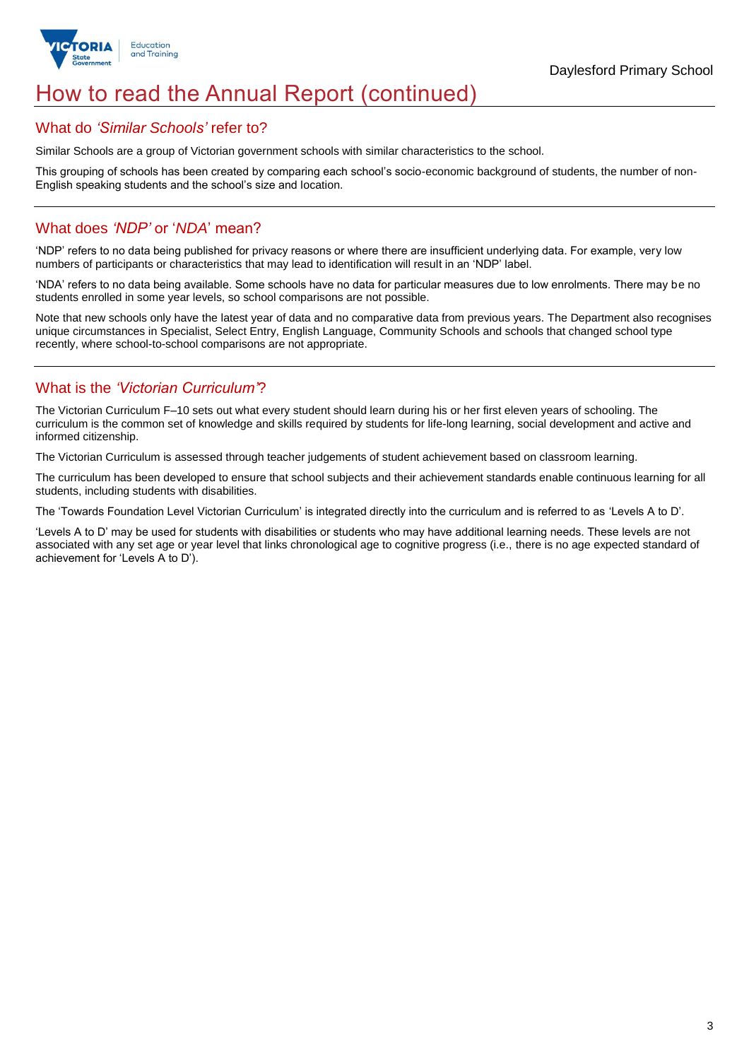# How to read the Annual Report (continued)

## What do *'Similar Schools'* refer to?

Similar Schools are a group of Victorian government schools with similar characteristics to the school.

This grouping of schools has been created by comparing each school's socio-economic background of students, the number of non-English speaking students and the school's size and location.

## What does *'NDP'* or '*NDA*' mean?

'NDP' refers to no data being published for privacy reasons or where there are insufficient underlying data. For example, very low numbers of participants or characteristics that may lead to identification will result in an 'NDP' label.

'NDA' refers to no data being available. Some schools have no data for particular measures due to low enrolments. There may be no students enrolled in some year levels, so school comparisons are not possible.

Note that new schools only have the latest year of data and no comparative data from previous years. The Department also recognises unique circumstances in Specialist, Select Entry, English Language, Community Schools and schools that changed school type recently, where school-to-school comparisons are not appropriate.

## What is the *'Victorian Curriculum'*?

The Victorian Curriculum F–10 sets out what every student should learn during his or her first eleven years of schooling. The curriculum is the common set of knowledge and skills required by students for life-long learning, social development and active and informed citizenship.

The Victorian Curriculum is assessed through teacher judgements of student achievement based on classroom learning.

The curriculum has been developed to ensure that school subjects and their achievement standards enable continuous learning for all students, including students with disabilities.

The 'Towards Foundation Level Victorian Curriculum' is integrated directly into the curriculum and is referred to as 'Levels A to D'.

'Levels A to D' may be used for students with disabilities or students who may have additional learning needs. These levels are not associated with any set age or year level that links chronological age to cognitive progress (i.e., there is no age expected standard of achievement for 'Levels A to D').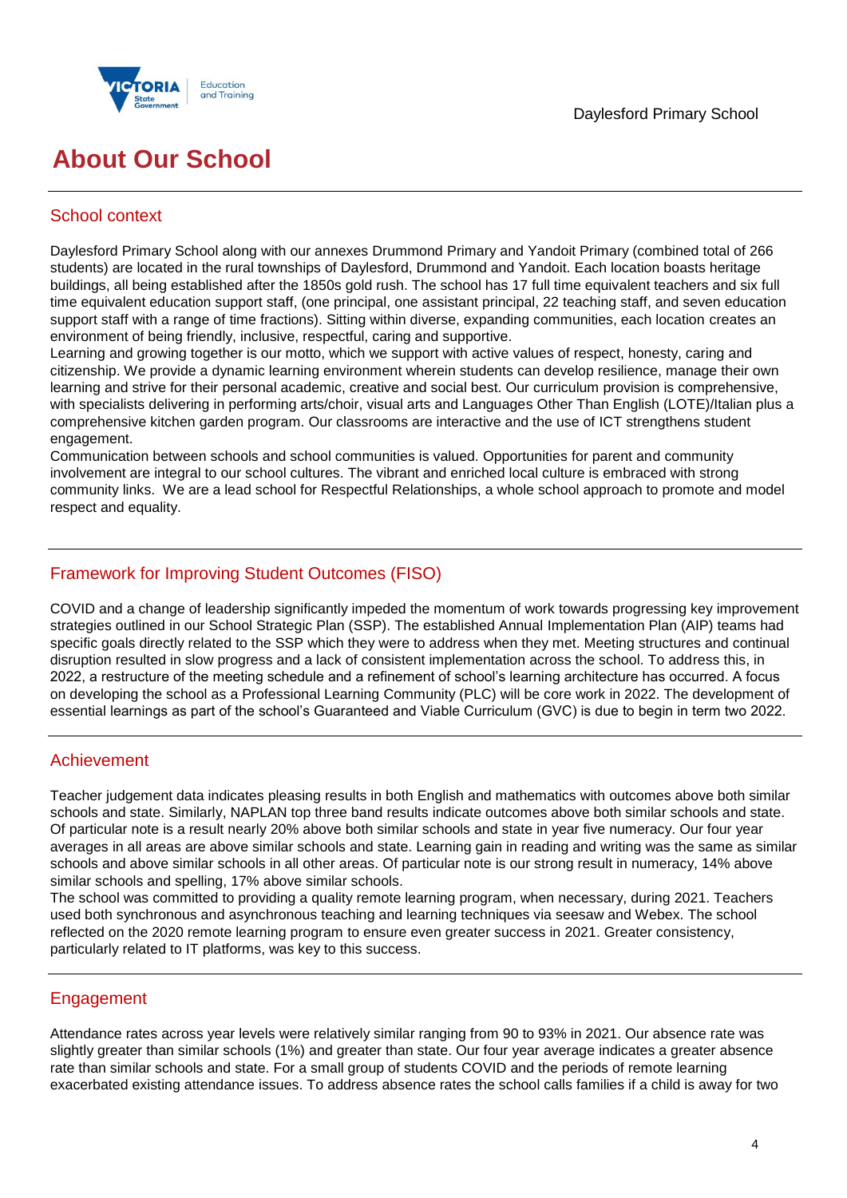# About Our School

## School context

Daylesford Primary School along with our annexes Drummond Primary and Yandoit Primary (combined total of 266 students) are located in the rural townships of Daylesford, Drummond and Yandoit. Each location boasts heritage buildings, all being established after the 1850s gold rush. The school has 17 full time equivalent teachers and six full time equivalent education support staff, (one principal, one assistant principal, 22 teaching staff, and seven education support staff with a range of time fractions). Sitting within diverse, expanding communities, each location creates an environment of being friendly, inclusive, respectful, caring and supportive.

Learning and growing together is our motto, which we support with active values of respect, honesty, caring and citizenship. We provide a dynamic learning environment wherein students can develop resilience, manage their own learning and strive for their personal academic, creative and social best. Our curriculum provision is comprehensive, with specialists delivering in performing arts/choir, visual arts and Languages Other Than English (LOTE)/Italian plus a comprehensive kitchen garden program. Our classrooms are interactive and the use of ICT strengthens student engagement.

Communication between schools and school communities is valued. Opportunities for parent and community involvement are integral to our school cultures. The vibrant and enriched local culture is embraced with strong community links. We are a lead school for Respectful Relationships, a whole school approach to promote and model respect and equality.

## Framework for Improving Student Outcomes (FISO)

COVID and a change of leadership significantly impeded the momentum of work towards progressing key improvement strategies outlined in our School Strategic Plan (SSP). The established Annual Implementation Plan (AIP) teams had specific goals directly related to the SSP which they were to address when they met. Meeting structures and continual disruption resulted in slow progress and a lack of consistent implementation across the school. To address this, in 2022, a restructure of the meeting schedule and a refinement of school's learning architecture has occurred. A focus on developing the school as a Professional Learning Community (PLC) will be core work in 2022. The development of essential learnings as part of the school's Guaranteed and Viable Curriculum (GVC) is due to begin in term two 2022.

## Achievement

Teacher judgement data indicates pleasing results in both English and mathematics with outcomes above both similar schools and state. Similarly, NAPLAN top three band results indicate outcomes above both similar schools and state. Of particular note is a result nearly 20% above both similar schools and state in year five numeracy. Our four year averages in all areas are above similar schools and state. Learning gain in reading and writing was the same as similar schools and above similar schools in all other areas. Of particular note is our strong result in numeracy, 14% above similar schools and spelling, 17% above similar schools.

The school was committed to providing a quality remote learning program, when necessary, during 2021. Teachers used both synchronous and asynchronous teaching and learning techniques via seesaw and Webex. The school reflected on the 2020 remote learning program to ensure even greater success in 2021. Greater consistency, particularly related to IT platforms, was key to this success.

## Engagement

Attendance rates across year levels were relatively similar ranging from 90 to 93% in 2021. Our absence rate was slightly greater than similar schools (1%) and greater than state. Our four year average indicates a greater absence rate than similar schools and state. For a small group of students COVID and the periods of remote learning exacerbated existing attendance issues. To address absence rates the school calls families if a child is away for two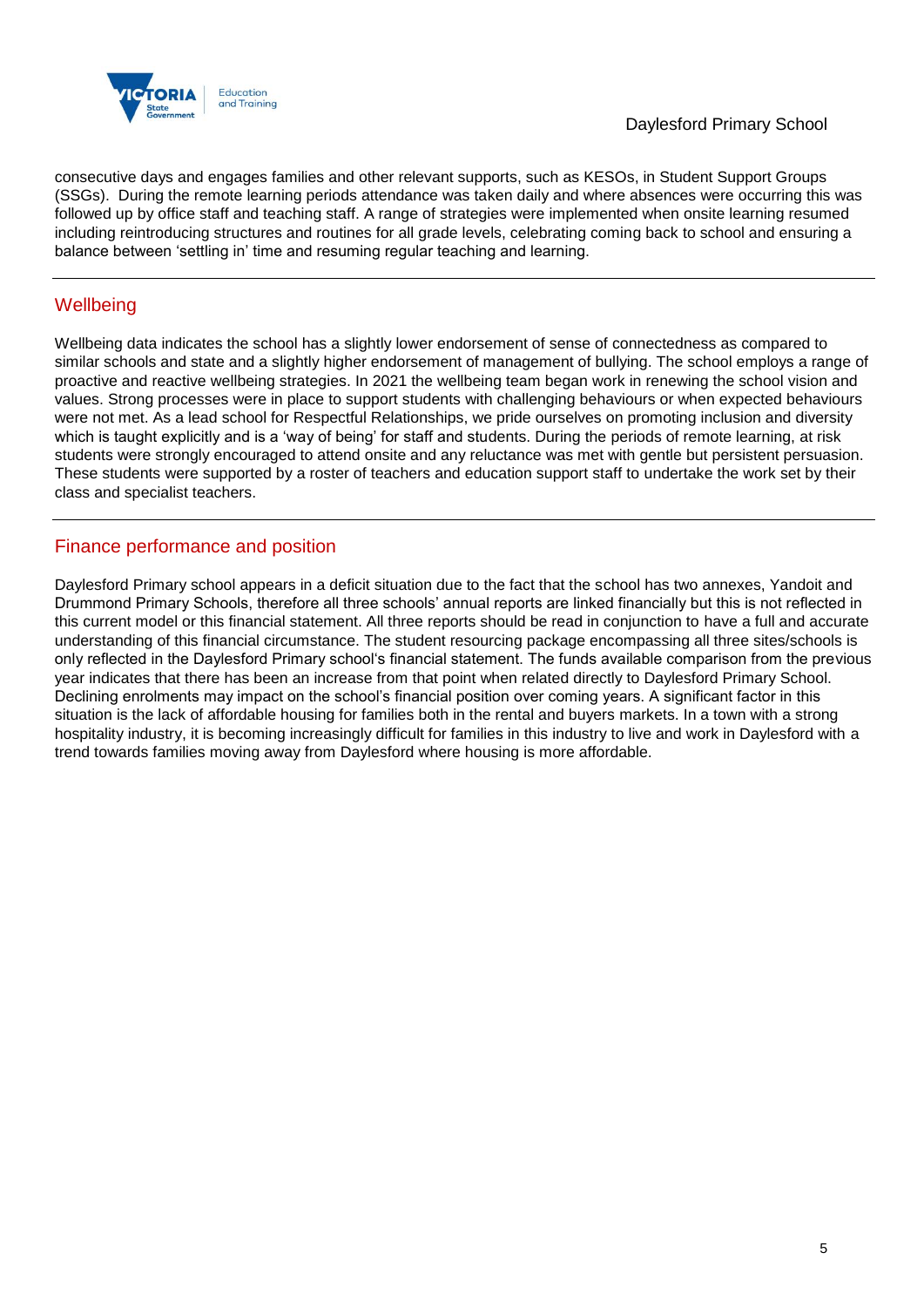consecutive days and engages families and other relevant supports, such as KESOs, in Student Support Groups (SSGs). During the remote learning periods attendance was taken daily and where absences were occurring this was followed up by office staff and teaching staff. A range of strategies were implemented when onsite learning resumed including reintroducing structures and routines for all grade levels, celebrating coming back to school and ensuring a balance between 'settling in' time and resuming regular teaching and learning.

## Wellbeing

Wellbeing data indicates the school has a slightly lower endorsement of sense of connectedness as compared to similar schools and state and a slightly higher endorsement of management of bullying. The school employs a range of proactive and reactive wellbeing strategies. In 2021 the wellbeing team began work in renewing the school vision and values. Strong processes were in place to support students with challenging behaviours or when expected behaviours were not met. As a lead school for Respectful Relationships, we pride ourselves on promoting inclusion and diversity which is taught explicitly and is a 'way of being' for staff and students. During the periods of remote learning, at risk students were strongly encouraged to attend onsite and any reluctance was met with gentle but persistent persuasion. These students were supported by a roster of teachers and education support staff to undertake the work set by their class and specialist teachers.

## Finance performance and position

Daylesford Primary school appears in a deficit situation due to the fact that the school has two annexes, Yandoit and Drummond Primary Schools, therefore all three schools' annual reports are linked financially but this is not reflected in this current model or this financial statement. All three reports should be read in conjunction to have a full and accurate understanding of this financial circumstance. The student resourcing package encompassing all three sites/schools is only reflected in the Daylesford Primary school's financial statement. The funds available comparison from the previous year indicates that there has been an increase from that point when related directly to Daylesford Primary School. Declining enrolments may impact on the school's financial position over coming years. A significant factor in this situation is the lack of affordable housing for families both in the rental and buyers markets. In a town with a strong hospitality industry, it is becoming increasingly difficult for families in this industry to live and work in Daylesford with a trend towards families moving away from Daylesford where housing is more affordable.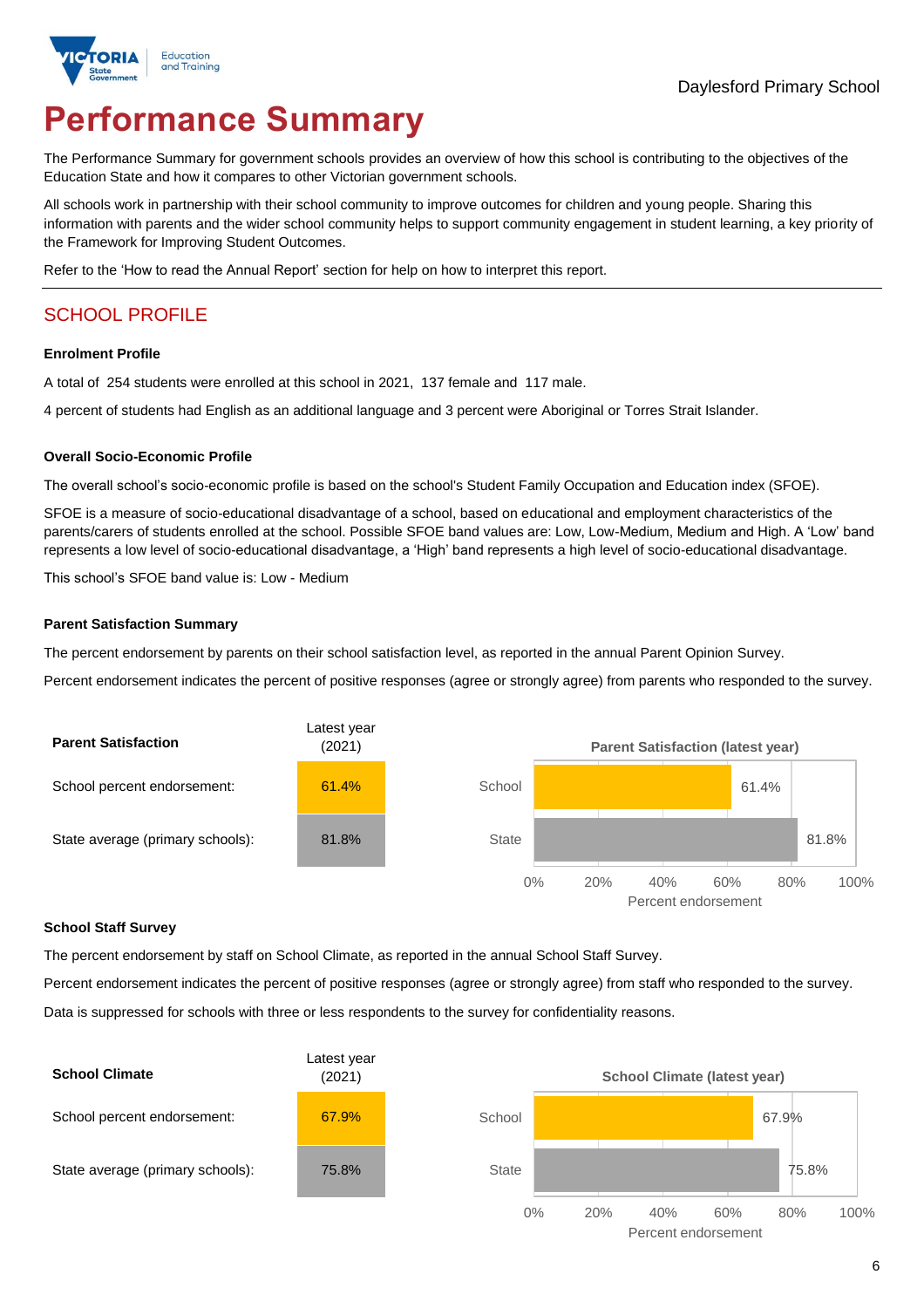Daylesford Primary School

# Performance Summary

The Performance Summary for government schools provides an overview of how this school is contributing to the objectives of the Education State and how it compares to other Victorian government schools.

All schools work in partnership with their school community to improve outcomes for children and young people. Sharing this information with parents and the wider school community helps to support community engagement in student learning, a key priority of the Framework for Improving Student Outcomes.

Refer to the 'How to read the Annual Report' section for help on how to interpret this report.

## SCHOOL PROFILE

**Enrolment Profile**

A total of 254 students were enrolled at this school in 2021, 137 female and 117 male.

4 percent of students had English as an additional language and 3 percent were Aboriginal or Torres Strait Islander.

**Overall Socio-Economic Profile**

The overall school's socio-economic profile is based on the school's Student Family Occupation and Education index (SFOE).

SFOE is a measure of socio-educational disadvantage of a school, based on educational and employment characteristics of the parents/carers of students enrolled at the school. Possible SFOE band values are: Low, Low-Medium, Medium and High. A 'Low' band represents a low level of socio-educational disadvantage, a 'High' band represents a high level of socio-educational disadvantage.

This school's SFOE band value is: Low - Medium

**Parent Satisfaction Summary**

The percent endorsement by parents on their school satisfaction level, as reported in the annual Parent Opinion Survey.

Percent endorsement indicates the percent of positive responses (agree or strongly agree) from parents who responded to the survey.

| Parent Satisfaction | Latest year (2021) |
|---|---|
| School percent endorsement: | 61.4% |
| State average (primary schools): | 81.8% |

Parent Satisfaction (latest year)

| | Percent endorsement |
|---|---|
| School | 61.4% |
| State | 81.8% |

**School Staff Survey**

The percent endorsement by staff on School Climate, as reported in the annual School Staff Survey.

Percent endorsement indicates the percent of positive responses (agree or strongly agree) from staff who responded to the survey.

Data is suppressed for schools with three or less respondents to the survey for confidentiality reasons.

| School Climate | Latest year (2021) |
|---|---|
| School percent endorsement: | 67.9% |
| State average (primary schools): | 75.8% |

School Climate (latest year)

| | Percent endorsement |
|---|---|
| School | 67.9% |
| State | 75.8% |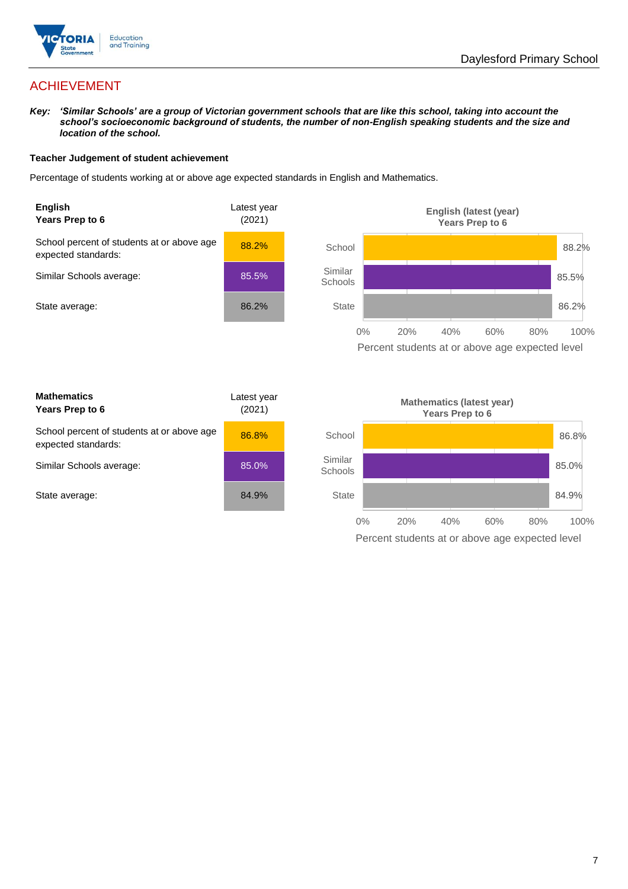## ACHIEVEMENT

***Key:*** ***'Similar Schools' are a group of Victorian government schools that are like this school, taking into account the school's socioeconomic background of students, the number of non-English speaking students and the size and location of the school.***

**Teacher Judgement of student achievement**

Percentage of students working at or above age expected standards in English and Mathematics.

| **English Years Prep to 6** | Latest year (2021) |
|---|---|
| School percent of students at or above age expected standards: | 88.2% |
| Similar Schools average: | 85.5% |
| State average: | 86.2% |

**English (latest (year) Years Prep to 6**

| | Percent students at or above age expected level |
|---|---|
| School | 88.2% |
| Similar Schools | 85.5% |
| State | 86.2% |

| **Mathematics Years Prep to 6** | Latest year (2021) |
|---|---|
| School percent of students at or above age expected standards: | 86.8% |
| Similar Schools average: | 85.0% |
| State average: | 84.9% |

**Mathematics (latest year) Years Prep to 6**

| | Percent students at or above age expected level |
|---|---|
| School | 86.8% |
| Similar Schools | 85.0% |
| State | 84.9% |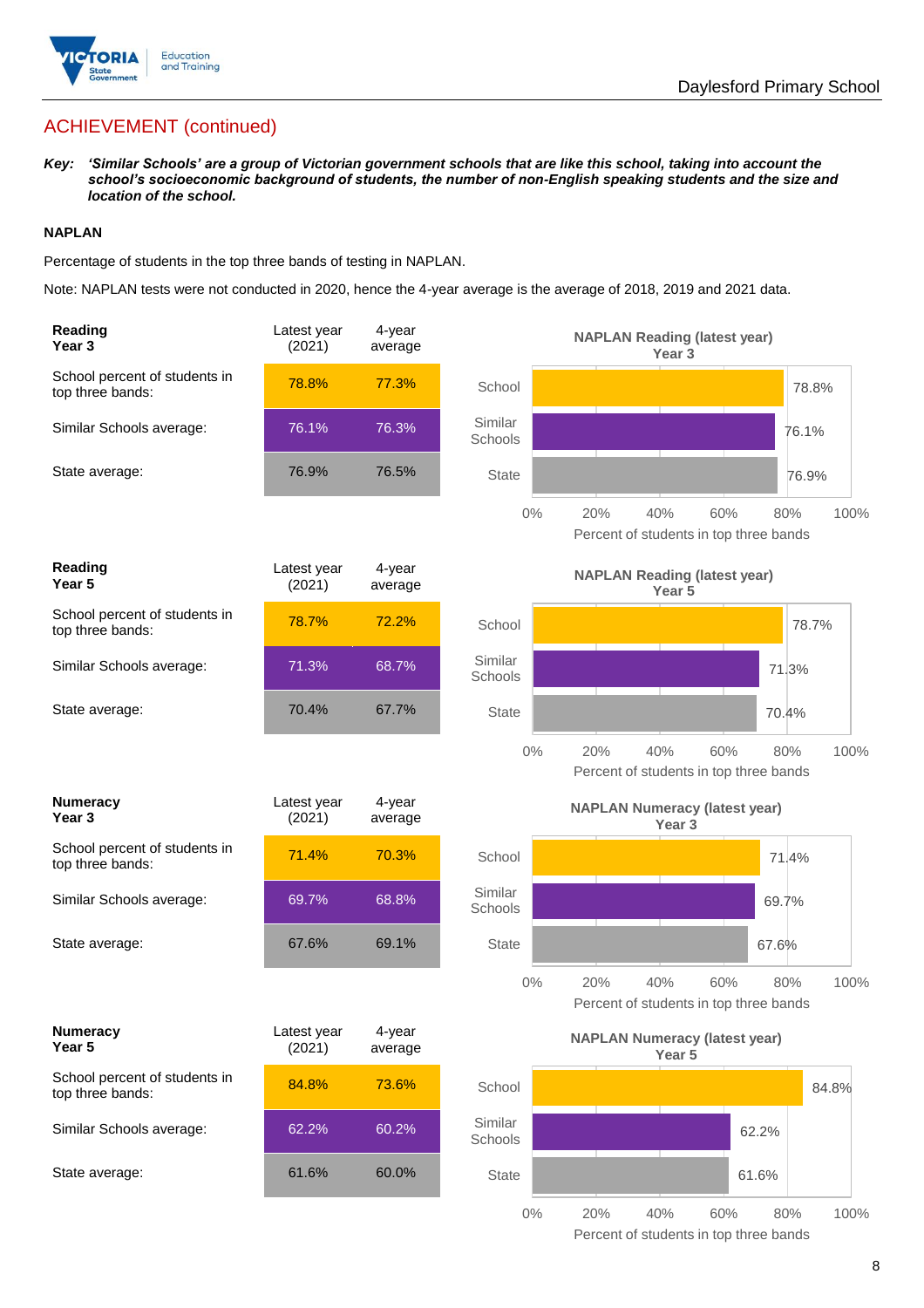## ACHIEVEMENT (continued)

***Key:*** ***'Similar Schools' are a group of Victorian government schools that are like this school, taking into account the school's socioeconomic background of students, the number of non-English speaking students and the size and location of the school.***

**NAPLAN**

Percentage of students in the top three bands of testing in NAPLAN.

Note: NAPLAN tests were not conducted in 2020, hence the 4-year average is the average of 2018, 2019 and 2021 data.

| **Reading Year 3** | Latest year (2021) | 4-year average |
|---|---|---|
| School percent of students in top three bands: | 78.8% | 77.3% |
| Similar Schools average: | 76.1% | 76.3% |
| State average: | 76.9% | 76.5% |

**NAPLAN Reading (latest year) Year 3**

| | Percent of students in top three bands |
|---|---|
| School | 78.8% |
| Similar Schools | 76.1% |
| State | 76.9% |

| **Reading Year 5** | Latest year (2021) | 4-year average |
|---|---|---|
| School percent of students in top three bands: | 78.7% | 72.2% |
| Similar Schools average: | 71.3% | 68.7% |
| State average: | 70.4% | 67.7% |

**NAPLAN Reading (latest year) Year 5**

| | Percent of students in top three bands |
|---|---|
| School | 78.7% |
| Similar Schools | 71.3% |
| State | 70.4% |

| **Numeracy Year 3** | Latest year (2021) | 4-year average |
|---|---|---|
| School percent of students in top three bands: | 71.4% | 70.3% |
| Similar Schools average: | 69.7% | 68.8% |
| State average: | 67.6% | 69.1% |

**NAPLAN Numeracy (latest year) Year 3**

| | Percent of students in top three bands |
|---|---|
| School | 71.4% |
| Similar Schools | 69.7% |
| State | 67.6% |

| **Numeracy Year 5** | Latest year (2021) | 4-year average |
|---|---|---|
| School percent of students in top three bands: | 84.8% | 73.6% |
| Similar Schools average: | 62.2% | 60.2% |
| State average: | 61.6% | 60.0% |

**NAPLAN Numeracy (latest year) Year 5**

| | Percent of students in top three bands |
|---|---|
| School | 84.8% |
| Similar Schools | 62.2% |
| State | 61.6% |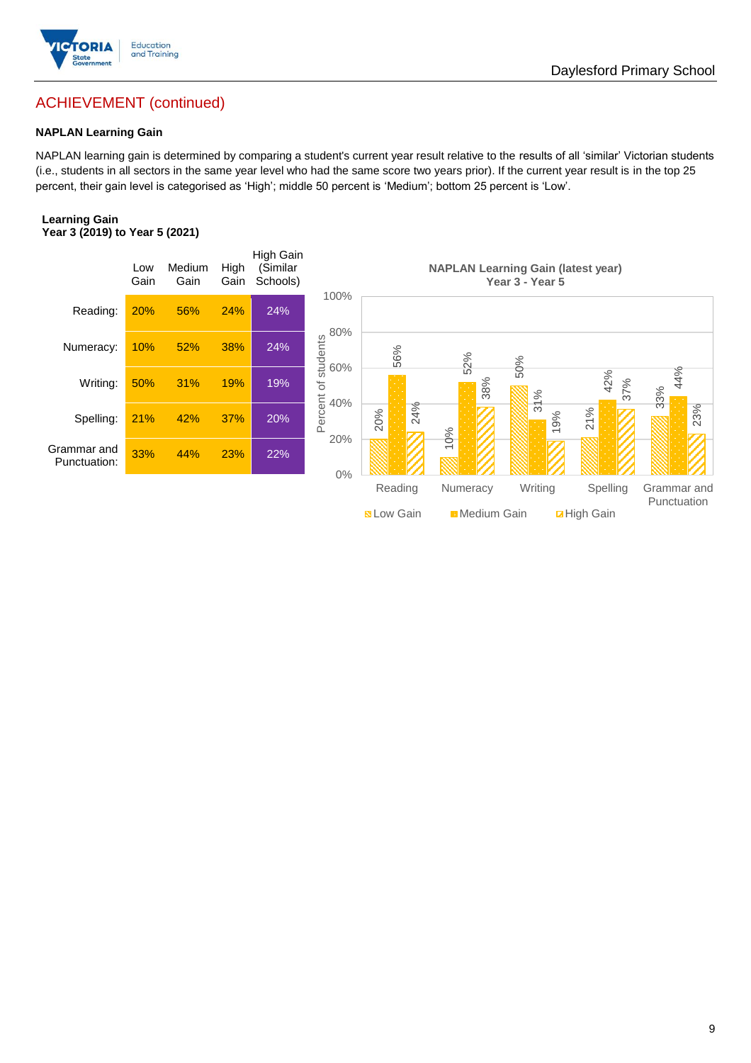## ACHIEVEMENT (continued)

### NAPLAN Learning Gain

NAPLAN learning gain is determined by comparing a student's current year result relative to the results of all 'similar' Victorian students (i.e., students in all sectors in the same year level who had the same score two years prior). If the current year result is in the top 25 percent, their gain level is categorised as 'High'; middle 50 percent is 'Medium'; bottom 25 percent is 'Low'.

**Learning Gain**
**Year 3 (2019) to Year 5 (2021)**

| | Low Gain | Medium Gain | High Gain | High Gain (Similar Schools) |
|---|---|---|---|---|
| Reading: | 20% | 56% | 24% | 24% |
| Numeracy: | 10% | 52% | 38% | 24% |
| Writing: | 50% | 31% | 19% | 19% |
| Spelling: | 21% | 42% | 37% | 20% |
| Grammar and Punctuation: | 33% | 44% | 23% | 22% |

**NAPLAN Learning Gain (latest year)**
**Year 3 - Year 5**

| | Low Gain | Medium Gain | High Gain |
|---|---|---|---|
| Reading | 20% | 56% | 24% |
| Numeracy | 10% | 52% | 38% |
| Writing | 50% | 31% | 19% |
| Spelling | 21% | 42% | 37% |
| Grammar and Punctuation | 33% | 44% | 23% |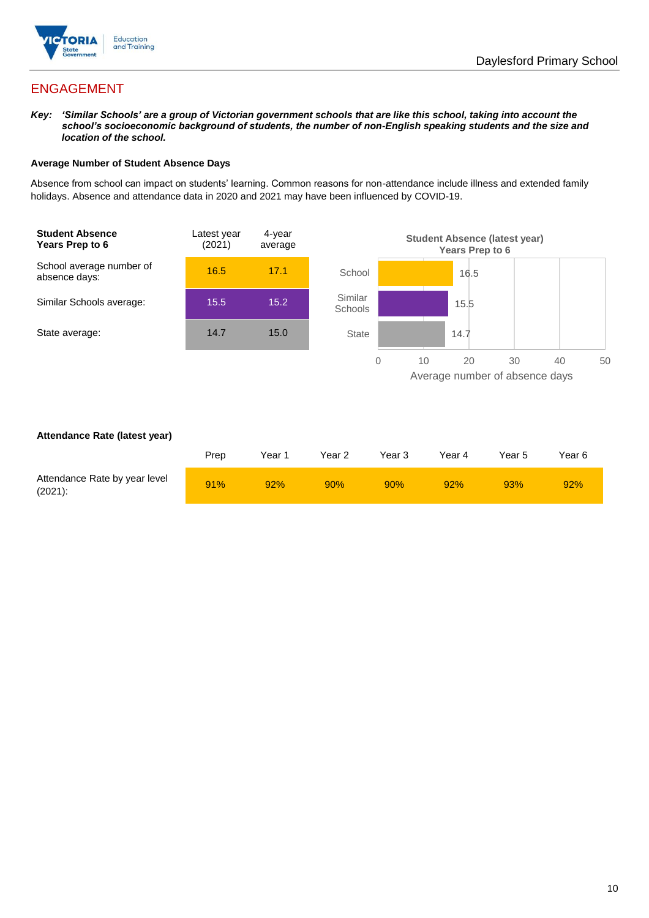## ENGAGEMENT

***Key:*** ***'Similar Schools' are a group of Victorian government schools that are like this school, taking into account the school's socioeconomic background of students, the number of non-English speaking students and the size and location of the school.***

**Average Number of Student Absence Days**

Absence from school can impact on students' learning. Common reasons for non-attendance include illness and extended family holidays. Absence and attendance data in 2020 and 2021 may have been influenced by COVID-19.

| **Student Absence Years Prep to 6** | Latest year (2021) | 4-year average |
|---|---|---|
| School average number of absence days: | 16.5 | 17.1 |
| Similar Schools average: | 15.5 | 15.2 |
| State average: | 14.7 | 15.0 |

**Student Absence (latest year) Years Prep to 6**

| | Average number of absence days |
|---|---|
| School | 16.5 |
| Similar Schools | 15.5 |
| State | 14.7 |

**Attendance Rate (latest year)**

| | Prep | Year 1 | Year 2 | Year 3 | Year 4 | Year 5 | Year 6 |
|---|---|---|---|---|---|---|---|
| Attendance Rate by year level (2021): | 91% | 92% | 90% | 90% | 92% | 93% | 92% |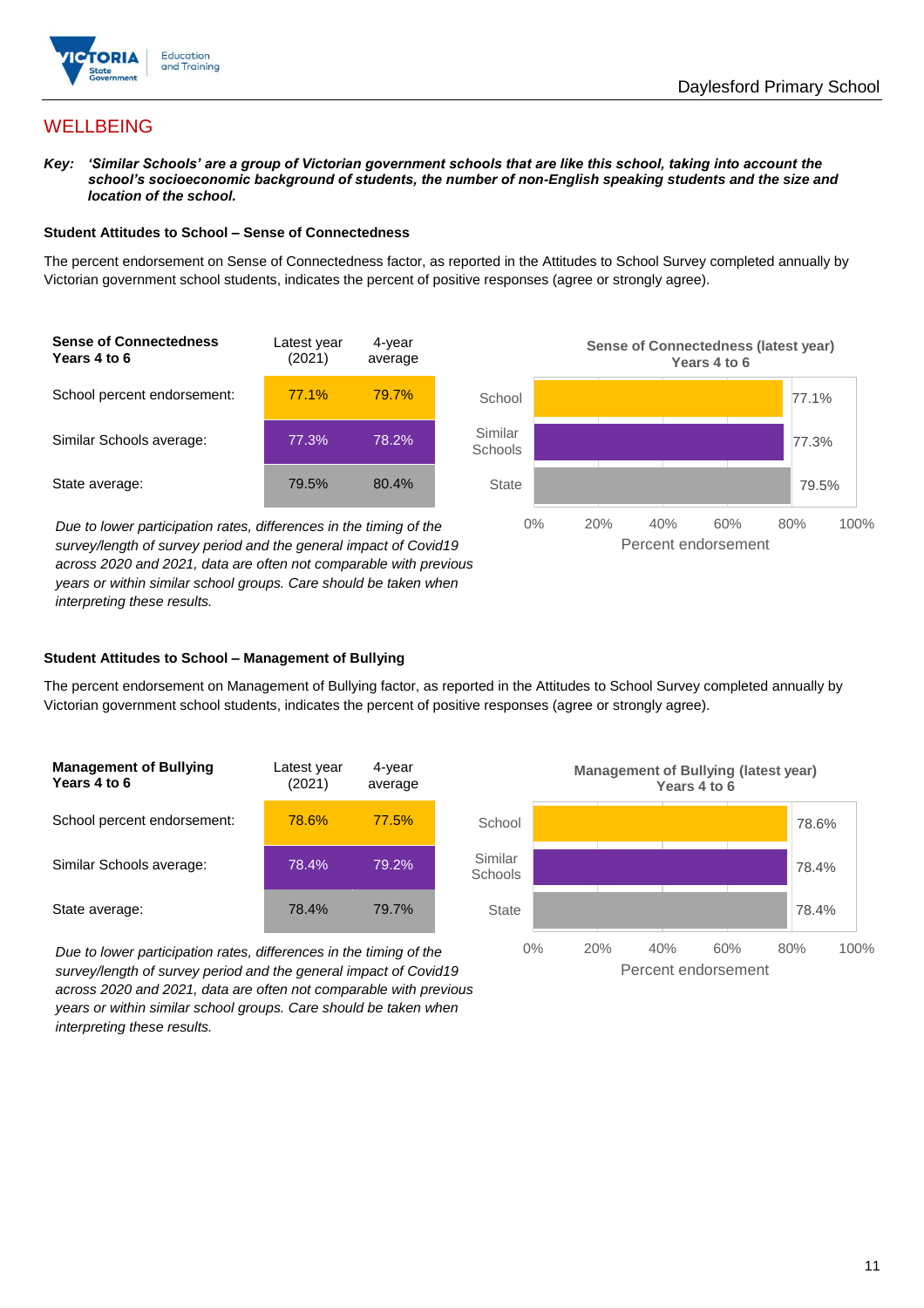# WELLBEING

***Key:*** ***'Similar Schools' are a group of Victorian government schools that are like this school, taking into account the school's socioeconomic background of students, the number of non-English speaking students and the size and location of the school.***

### Student Attitudes to School – Sense of Connectedness

The percent endorsement on Sense of Connectedness factor, as reported in the Attitudes to School Survey completed annually by Victorian government school students, indicates the percent of positive responses (agree or strongly agree).

| **Sense of Connectedness Years 4 to 6** | Latest year (2021) | 4-year average |
|---|---|---|
| School percent endorsement: | 77.1% | 79.7% |
| Similar Schools average: | 77.3% | 78.2% |
| State average: | 79.5% | 80.4% |

*Due to lower participation rates, differences in the timing of the survey/length of survey period and the general impact of Covid19 across 2020 and 2021, data are often not comparable with previous years or within similar school groups. Care should be taken when interpreting these results.*

**Sense of Connectedness (latest year) Years 4 to 6**

| | Percent endorsement |
|---|---|
| School | 77.1% |
| Similar Schools | 77.3% |
| State | 79.5% |

### Student Attitudes to School – Management of Bullying

The percent endorsement on Management of Bullying factor, as reported in the Attitudes to School Survey completed annually by Victorian government school students, indicates the percent of positive responses (agree or strongly agree).

| **Management of Bullying Years 4 to 6** | Latest year (2021) | 4-year average |
|---|---|---|
| School percent endorsement: | 78.6% | 77.5% |
| Similar Schools average: | 78.4% | 79.2% |
| State average: | 78.4% | 79.7% |

*Due to lower participation rates, differences in the timing of the survey/length of survey period and the general impact of Covid19 across 2020 and 2021, data are often not comparable with previous years or within similar school groups. Care should be taken when interpreting these results.*

**Management of Bullying (latest year) Years 4 to 6**

| | Percent endorsement |
|---|---|
| School | 78.6% |
| Similar Schools | 78.4% |
| State | 78.4% |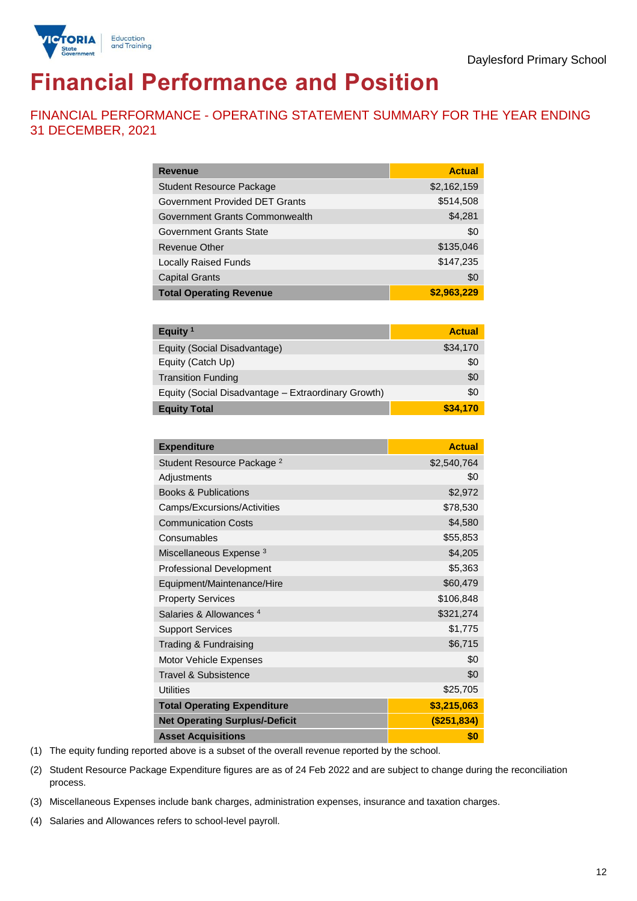Daylesford Primary School

# Financial Performance and Position

## FINANCIAL PERFORMANCE - OPERATING STATEMENT SUMMARY FOR THE YEAR ENDING 31 DECEMBER, 2021

| Revenue | Actual |
|---|---|
| Student Resource Package | $2,162,159 |
| Government Provided DET Grants | $514,508 |
| Government Grants Commonwealth | $4,281 |
| Government Grants State | $0 |
| Revenue Other | $135,046 |
| Locally Raised Funds | $147,235 |
| Capital Grants | $0 |
| **Total Operating Revenue** | **$2,963,229** |

| Equity [1] | Actual |
|---|---|
| Equity (Social Disadvantage) | $34,170 |
| Equity (Catch Up) | $0 |
| Transition Funding | $0 |
| Equity (Social Disadvantage – Extraordinary Growth) | $0 |
| **Equity Total** | **$34,170** |

| Expenditure | Actual |
|---|---|
| Student Resource Package [2] | $2,540,764 |
| Adjustments | $0 |
| Books & Publications | $2,972 |
| Camps/Excursions/Activities | $78,530 |
| Communication Costs | $4,580 |
| Consumables | $55,853 |
| Miscellaneous Expense [3] | $4,205 |
| Professional Development | $5,363 |
| Equipment/Maintenance/Hire | $60,479 |
| Property Services | $106,848 |
| Salaries & Allowances [4] | $321,274 |
| Support Services | $1,775 |
| Trading & Fundraising | $6,715 |
| Motor Vehicle Expenses | $0 |
| Travel & Subsistence | $0 |
| Utilities | $25,705 |
| **Total Operating Expenditure** | **$3,215,063** |
| **Net Operating Surplus/-Deficit** | **($251,834)** |
| **Asset Acquisitions** | **$0** |

(1) The equity funding reported above is a subset of the overall revenue reported by the school.

(2) Student Resource Package Expenditure figures are as of 24 Feb 2022 and are subject to change during the reconciliation process.

(3) Miscellaneous Expenses include bank charges, administration expenses, insurance and taxation charges.

(4) Salaries and Allowances refers to school-level payroll.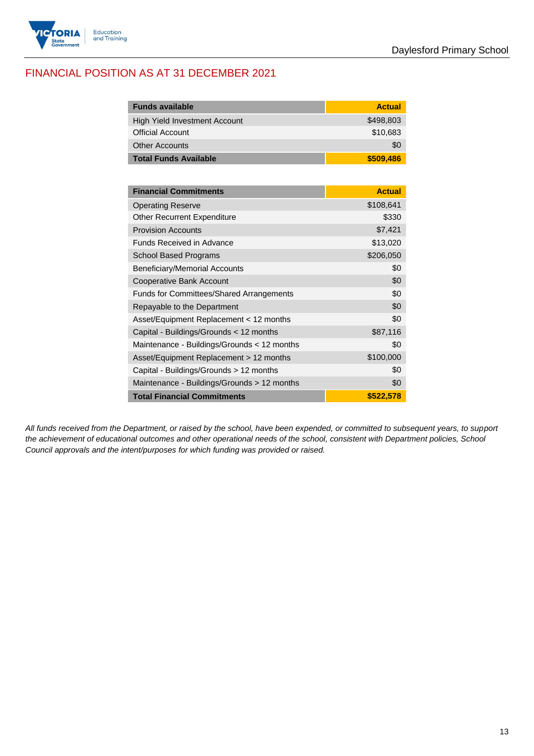## FINANCIAL POSITION AS AT 31 DECEMBER 2021

| Funds available | Actual |
|---|---|
| High Yield Investment Account | $498,803 |
| Official Account | $10,683 |
| Other Accounts | $0 |
| **Total Funds Available** | **$509,486** |

| Financial Commitments | Actual |
|---|---|
| Operating Reserve | $108,641 |
| Other Recurrent Expenditure | $330 |
| Provision Accounts | $7,421 |
| Funds Received in Advance | $13,020 |
| School Based Programs | $206,050 |
| Beneficiary/Memorial Accounts | $0 |
| Cooperative Bank Account | $0 |
| Funds for Committees/Shared Arrangements | $0 |
| Repayable to the Department | $0 |
| Asset/Equipment Replacement < 12 months | $0 |
| Capital - Buildings/Grounds < 12 months | $87,116 |
| Maintenance - Buildings/Grounds < 12 months | $0 |
| Asset/Equipment Replacement > 12 months | $100,000 |
| Capital - Buildings/Grounds > 12 months | $0 |
| Maintenance - Buildings/Grounds > 12 months | $0 |
| **Total Financial Commitments** | **$522,578** |

*All funds received from the Department, or raised by the school, have been expended, or committed to subsequent years, to support the achievement of educational outcomes and other operational needs of the school, consistent with Department policies, School Council approvals and the intent/purposes for which funding was provided or raised.*